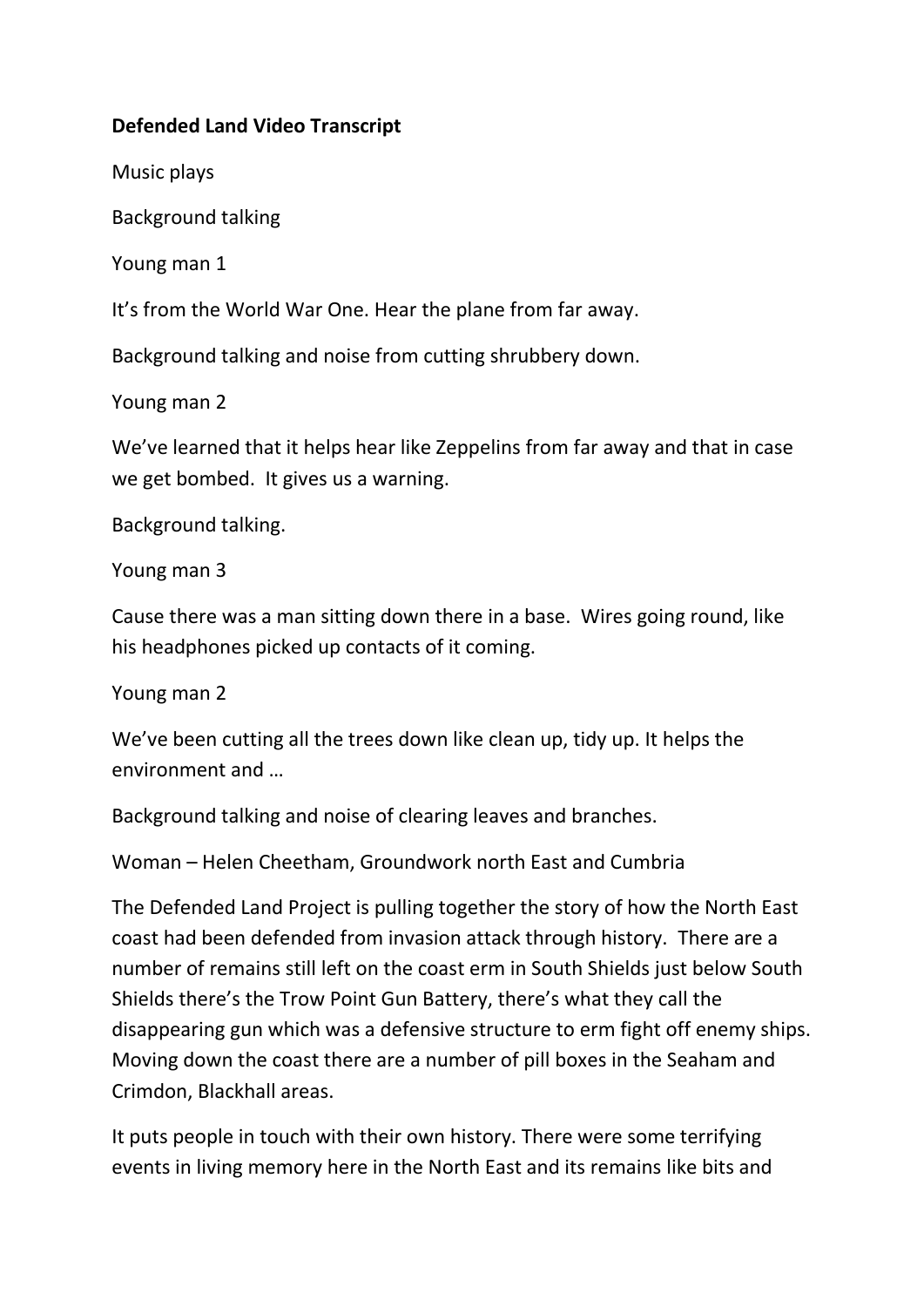**Defended Land Video Transcript**

Music plays

Background talking

Young man 1

It's from the World War One. Hear the plane from far away.

Background talking and noise from cutting shrubbery down.

Young man 2

We've learned that it helps hear like Zeppelins from far away and that in case we get bombed. It gives us a warning.

Background talking.

Young man 3

Cause there was a man sitting down there in a base. Wires going round, like his headphones picked up contacts of it coming.

Young man 2

We've been cutting all the trees down like clean up, tidy up. It helps the environment and …

Background talking and noise of clearing leaves and branches.

Woman – Helen Cheetham, Groundwork north East and Cumbria

The Defended Land Project is pulling together the story of how the North East coast had been defended from invasion attack through history. There are a number of remains still left on the coast erm in South Shields just below South Shields there's the Trow Point Gun Battery, there's what they call the disappearing gun which was a defensive structure to erm fight off enemy ships. Moving down the coast there are a number of pill boxes in the Seaham and Crimdon, Blackhall areas.

It puts people in touch with their own history. There were some terrifying events in living memory here in the North East and its remains like bits and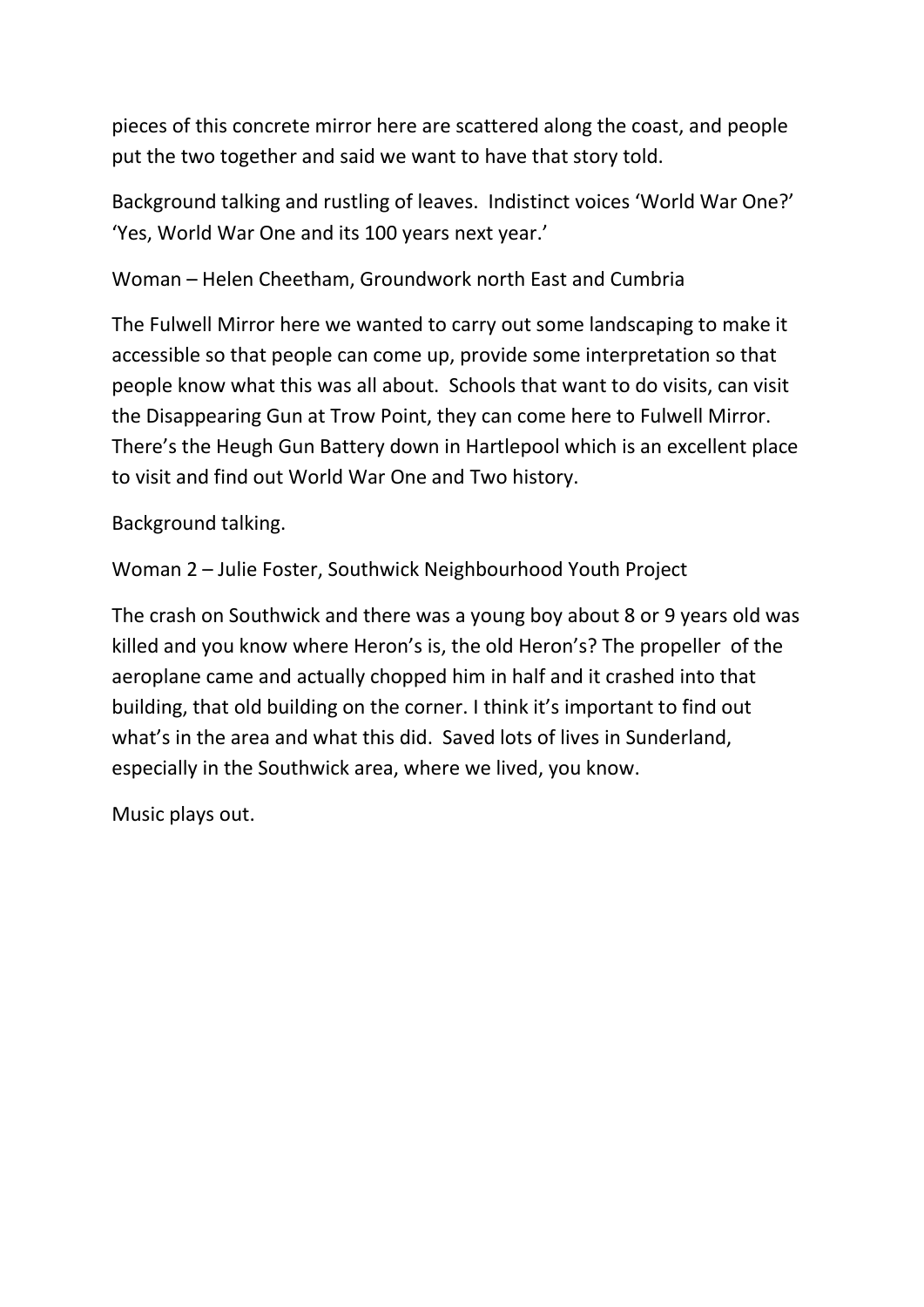pieces of this concrete mirror here are scattered along the coast, and people put the two together and said we want to have that story told.

Background talking and rustling of leaves. Indistinct voices 'World War One?' 'Yes, World War One and its 100 years next year.'

Woman – Helen Cheetham, Groundwork north East and Cumbria

The Fulwell Mirror here we wanted to carry out some landscaping to make it accessible so that people can come up, provide some interpretation so that people know what this was all about. Schools that want to do visits, can visit the Disappearing Gun at Trow Point, they can come here to Fulwell Mirror. There's the Heugh Gun Battery down in Hartlepool which is an excellent place to visit and find out World War One and Two history.

Background talking.

Woman 2 – Julie Foster, Southwick Neighbourhood Youth Project

The crash on Southwick and there was a young boy about 8 or 9 years old was killed and you know where Heron's is, the old Heron's? The propeller of the aeroplane came and actually chopped him in half and it crashed into that building, that old building on the corner. I think it's important to find out what's in the area and what this did. Saved lots of lives in Sunderland, especially in the Southwick area, where we lived, you know.

Music plays out.